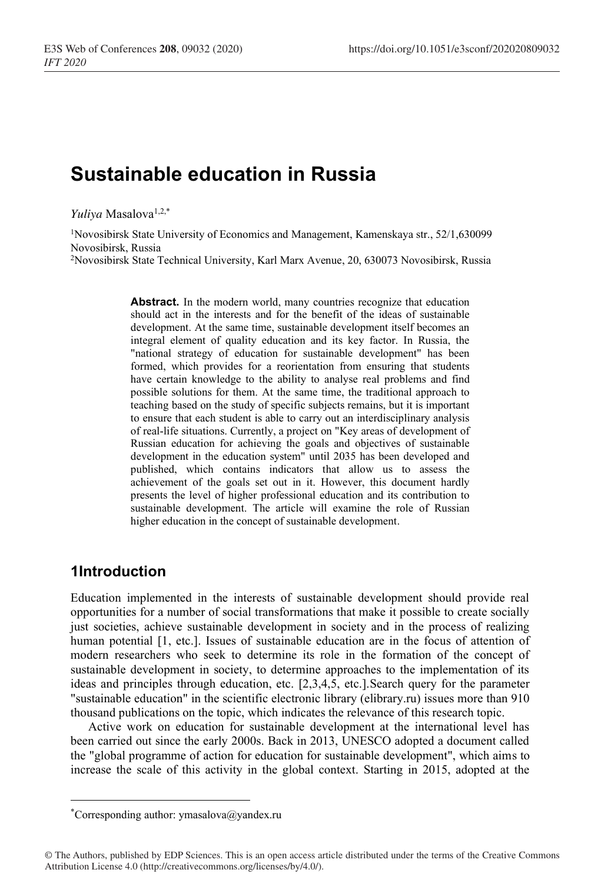# Sustainable education in Russia

*Yuliya* Masalova[1,2,*]

[1]Novosibirsk State University of Economics and Management, Kamenskaya str., 52/1,630099 Novosibirsk, Russia
[2]Novosibirsk State Technical University, Karl Marx Avenue, 20, 630073 Novosibirsk, Russia

**Abstract.** In the modern world, many countries recognize that education should act in the interests and for the benefit of the ideas of sustainable development. At the same time, sustainable development itself becomes an integral element of quality education and its key factor. In Russia, the "national strategy of education for sustainable development" has been formed, which provides for a reorientation from ensuring that students have certain knowledge to the ability to analyse real problems and find possible solutions for them. At the same time, the traditional approach to teaching based on the study of specific subjects remains, but it is important to ensure that each student is able to carry out an interdisciplinary analysis of real-life situations. Currently, a project on "Key areas of development of Russian education for achieving the goals and objectives of sustainable development in the education system" until 2035 has been developed and published, which contains indicators that allow us to assess the achievement of the goals set out in it. However, this document hardly presents the level of higher professional education and its contribution to sustainable development. The article will examine the role of Russian higher education in the concept of sustainable development.

## 1Introduction

Education implemented in the interests of sustainable development should provide real opportunities for a number of social transformations that make it possible to create socially just societies, achieve sustainable development in society and in the process of realizing human potential [1, etc.]. Issues of sustainable education are in the focus of attention of modern researchers who seek to determine its role in the formation of the concept of sustainable development in society, to determine approaches to the implementation of its ideas and principles through education, etc. [2,3,4,5, etc.].Search query for the parameter "sustainable education" in the scientific electronic library (elibrary.ru) issues more than 910 thousand publications on the topic, which indicates the relevance of this research topic.

Active work on education for sustainable development at the international level has been carried out since the early 2000s. Back in 2013, UNESCO adopted a document called the "global programme of action for education for sustainable development", which aims to increase the scale of this activity in the global context. Starting in 2015, adopted at the

---

[*]Corresponding author: ymasalova@yandex.ru

© The Authors, published by EDP Sciences. This is an open access article distributed under the terms of the Creative Commons Attribution License 4.0 (http://creativecommons.org/licenses/by/4.0/).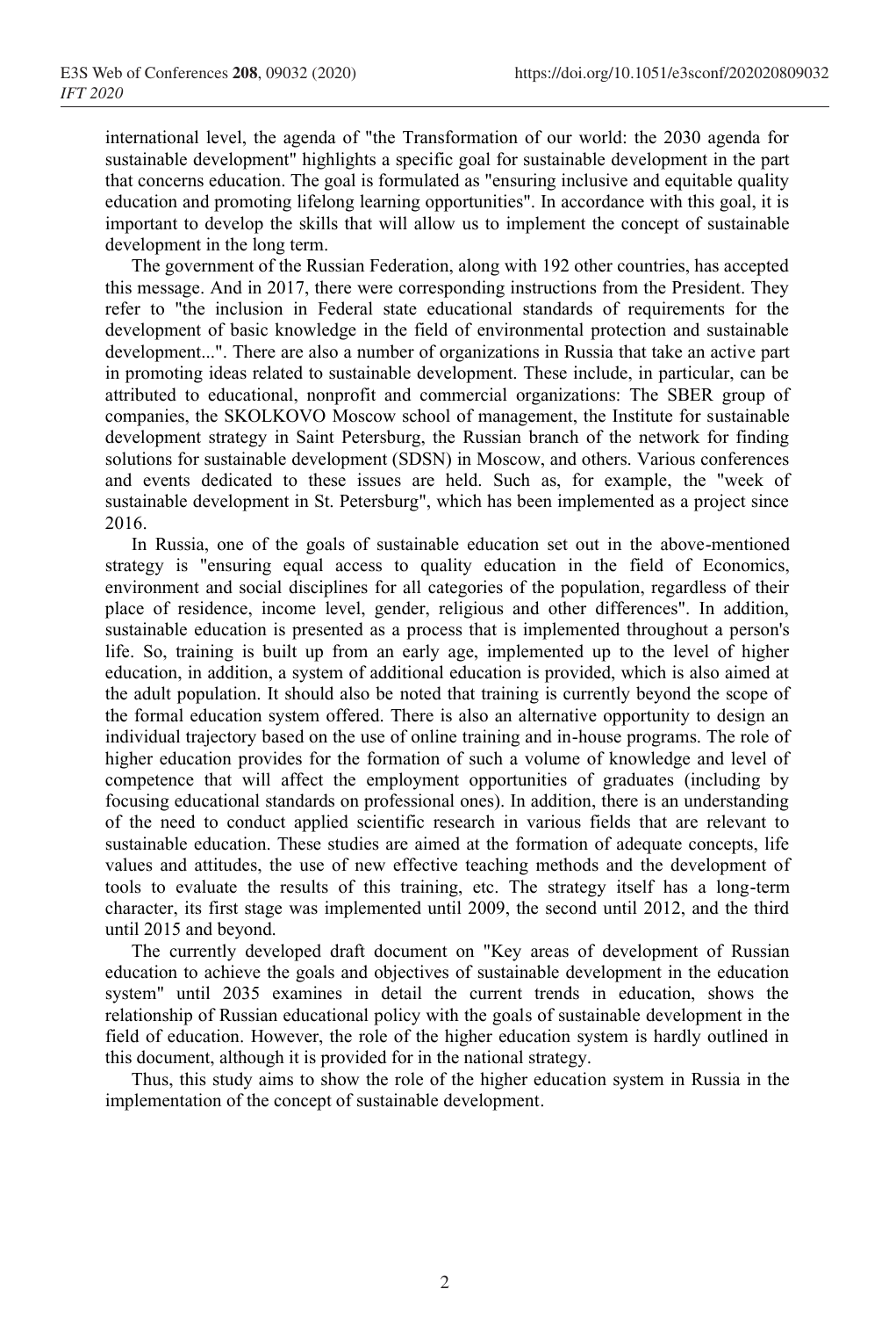international level, the agenda of "the Transformation of our world: the 2030 agenda for sustainable development" highlights a specific goal for sustainable development in the part that concerns education. The goal is formulated as "ensuring inclusive and equitable quality education and promoting lifelong learning opportunities". In accordance with this goal, it is important to develop the skills that will allow us to implement the concept of sustainable development in the long term.

The government of the Russian Federation, along with 192 other countries, has accepted this message. And in 2017, there were corresponding instructions from the President. They refer to "the inclusion in Federal state educational standards of requirements for the development of basic knowledge in the field of environmental protection and sustainable development...". There are also a number of organizations in Russia that take an active part in promoting ideas related to sustainable development. These include, in particular, can be attributed to educational, nonprofit and commercial organizations: The SBER group of companies, the SKOLKOVO Moscow school of management, the Institute for sustainable development strategy in Saint Petersburg, the Russian branch of the network for finding solutions for sustainable development (SDSN) in Moscow, and others. Various conferences and events dedicated to these issues are held. Such as, for example, the "week of sustainable development in St. Petersburg", which has been implemented as a project since 2016.

In Russia, one of the goals of sustainable education set out in the above-mentioned strategy is "ensuring equal access to quality education in the field of Economics, environment and social disciplines for all categories of the population, regardless of their place of residence, income level, gender, religious and other differences". In addition, sustainable education is presented as a process that is implemented throughout a person's life. So, training is built up from an early age, implemented up to the level of higher education, in addition, a system of additional education is provided, which is also aimed at the adult population. It should also be noted that training is currently beyond the scope of the formal education system offered. There is also an alternative opportunity to design an individual trajectory based on the use of online training and in-house programs. The role of higher education provides for the formation of such a volume of knowledge and level of competence that will affect the employment opportunities of graduates (including by focusing educational standards on professional ones). In addition, there is an understanding of the need to conduct applied scientific research in various fields that are relevant to sustainable education. These studies are aimed at the formation of adequate concepts, life values and attitudes, the use of new effective teaching methods and the development of tools to evaluate the results of this training, etc. The strategy itself has a long-term character, its first stage was implemented until 2009, the second until 2012, and the third until 2015 and beyond.

The currently developed draft document on "Key areas of development of Russian education to achieve the goals and objectives of sustainable development in the education system" until 2035 examines in detail the current trends in education, shows the relationship of Russian educational policy with the goals of sustainable development in the field of education. However, the role of the higher education system is hardly outlined in this document, although it is provided for in the national strategy.

Thus, this study aims to show the role of the higher education system in Russia in the implementation of the concept of sustainable development.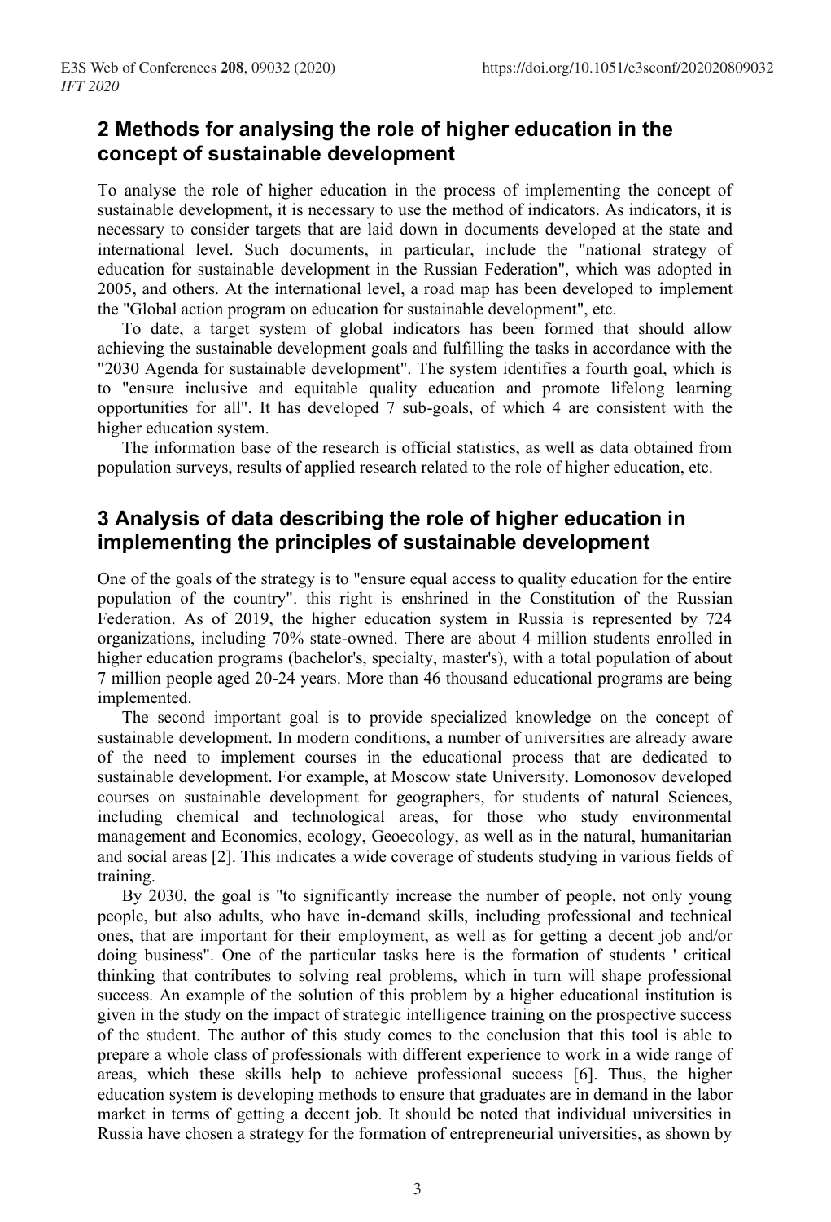## 2 Methods for analysing the role of higher education in the concept of sustainable development

To analyse the role of higher education in the process of implementing the concept of sustainable development, it is necessary to use the method of indicators. As indicators, it is necessary to consider targets that are laid down in documents developed at the state and international level. Such documents, in particular, include the "national strategy of education for sustainable development in the Russian Federation", which was adopted in 2005, and others. At the international level, a road map has been developed to implement the "Global action program on education for sustainable development", etc.

To date, a target system of global indicators has been formed that should allow achieving the sustainable development goals and fulfilling the tasks in accordance with the "2030 Agenda for sustainable development". The system identifies a fourth goal, which is to "ensure inclusive and equitable quality education and promote lifelong learning opportunities for all". It has developed 7 sub-goals, of which 4 are consistent with the higher education system.

The information base of the research is official statistics, as well as data obtained from population surveys, results of applied research related to the role of higher education, etc.

## 3 Analysis of data describing the role of higher education in implementing the principles of sustainable development

One of the goals of the strategy is to "ensure equal access to quality education for the entire population of the country". this right is enshrined in the Constitution of the Russian Federation. As of 2019, the higher education system in Russia is represented by 724 organizations, including 70% state-owned. There are about 4 million students enrolled in higher education programs (bachelor's, specialty, master's), with a total population of about 7 million people aged 20-24 years. More than 46 thousand educational programs are being implemented.

The second important goal is to provide specialized knowledge on the concept of sustainable development. In modern conditions, a number of universities are already aware of the need to implement courses in the educational process that are dedicated to sustainable development. For example, at Moscow state University. Lomonosov developed courses on sustainable development for geographers, for students of natural Sciences, including chemical and technological areas, for those who study environmental management and Economics, ecology, Geoecology, as well as in the natural, humanitarian and social areas [2]. This indicates a wide coverage of students studying in various fields of training.

By 2030, the goal is "to significantly increase the number of people, not only young people, but also adults, who have in-demand skills, including professional and technical ones, that are important for their employment, as well as for getting a decent job and/or doing business". One of the particular tasks here is the formation of students ' critical thinking that contributes to solving real problems, which in turn will shape professional success. An example of the solution of this problem by a higher educational institution is given in the study on the impact of strategic intelligence training on the prospective success of the student. The author of this study comes to the conclusion that this tool is able to prepare a whole class of professionals with different experience to work in a wide range of areas, which these skills help to achieve professional success [6]. Thus, the higher education system is developing methods to ensure that graduates are in demand in the labor market in terms of getting a decent job. It should be noted that individual universities in Russia have chosen a strategy for the formation of entrepreneurial universities, as shown by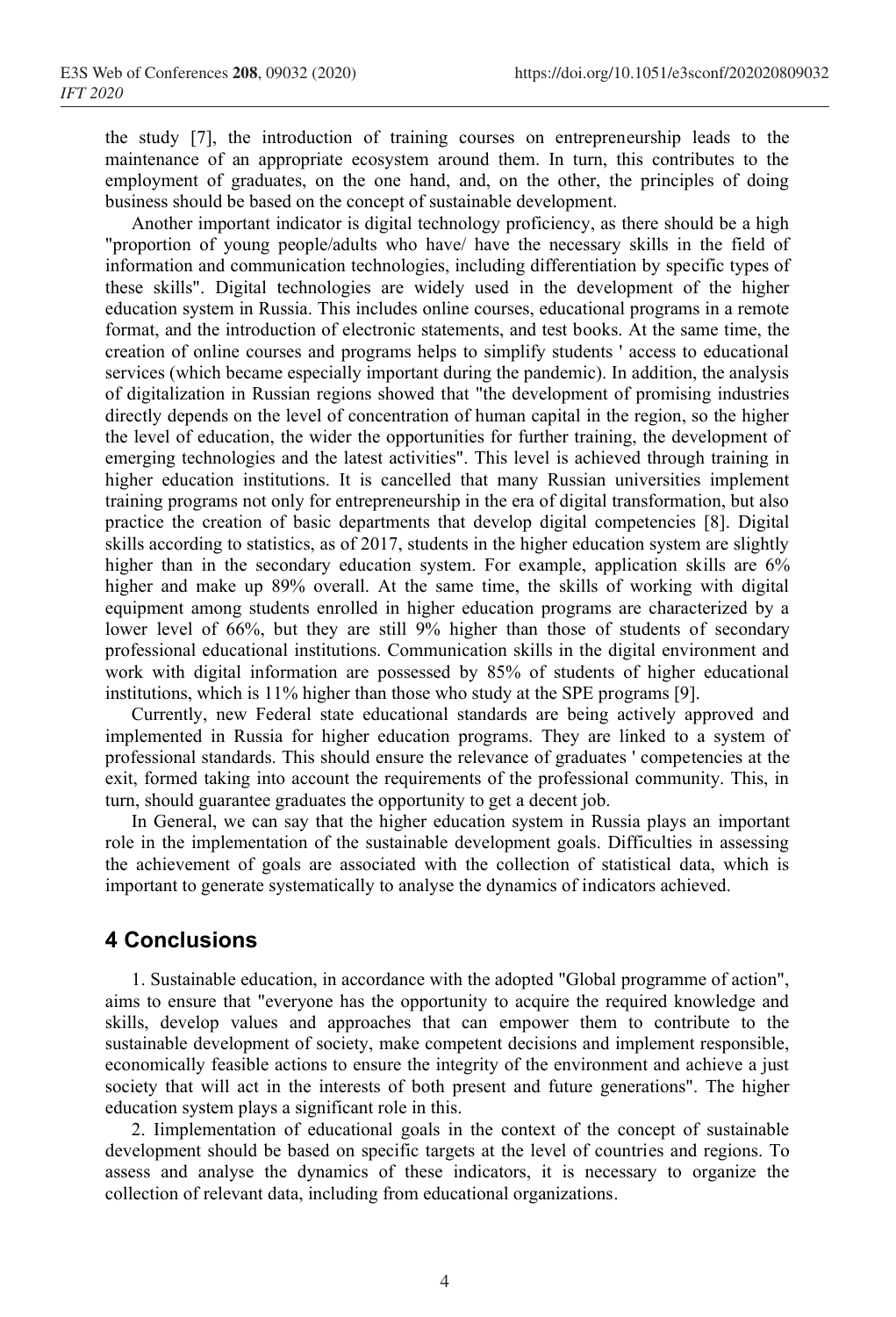the study [7], the introduction of training courses on entrepreneurship leads to the maintenance of an appropriate ecosystem around them. In turn, this contributes to the employment of graduates, on the one hand, and, on the other, the principles of doing business should be based on the concept of sustainable development.

Another important indicator is digital technology proficiency, as there should be a high "proportion of young people/adults who have/ have the necessary skills in the field of information and communication technologies, including differentiation by specific types of these skills". Digital technologies are widely used in the development of the higher education system in Russia. This includes online courses, educational programs in a remote format, and the introduction of electronic statements, and test books. At the same time, the creation of online courses and programs helps to simplify students ' access to educational services (which became especially important during the pandemic). In addition, the analysis of digitalization in Russian regions showed that "the development of promising industries directly depends on the level of concentration of human capital in the region, so the higher the level of education, the wider the opportunities for further training, the development of emerging technologies and the latest activities". This level is achieved through training in higher education institutions. It is cancelled that many Russian universities implement training programs not only for entrepreneurship in the era of digital transformation, but also practice the creation of basic departments that develop digital competencies [8]. Digital skills according to statistics, as of 2017, students in the higher education system are slightly higher than in the secondary education system. For example, application skills are 6% higher and make up 89% overall. At the same time, the skills of working with digital equipment among students enrolled in higher education programs are characterized by a lower level of 66%, but they are still 9% higher than those of students of secondary professional educational institutions. Communication skills in the digital environment and work with digital information are possessed by 85% of students of higher educational institutions, which is 11% higher than those who study at the SPE programs [9].

Currently, new Federal state educational standards are being actively approved and implemented in Russia for higher education programs. They are linked to a system of professional standards. This should ensure the relevance of graduates ' competencies at the exit, formed taking into account the requirements of the professional community. This, in turn, should guarantee graduates the opportunity to get a decent job.

In General, we can say that the higher education system in Russia plays an important role in the implementation of the sustainable development goals. Difficulties in assessing the achievement of goals are associated with the collection of statistical data, which is important to generate systematically to analyse the dynamics of indicators achieved.

## 4 Conclusions

1. Sustainable education, in accordance with the adopted "Global programme of action", aims to ensure that "everyone has the opportunity to acquire the required knowledge and skills, develop values and approaches that can empower them to contribute to the sustainable development of society, make competent decisions and implement responsible, economically feasible actions to ensure the integrity of the environment and achieve a just society that will act in the interests of both present and future generations". The higher education system plays a significant role in this.

2. Iimplementation of educational goals in the context of the concept of sustainable development should be based on specific targets at the level of countries and regions. To assess and analyse the dynamics of these indicators, it is necessary to organize the collection of relevant data, including from educational organizations.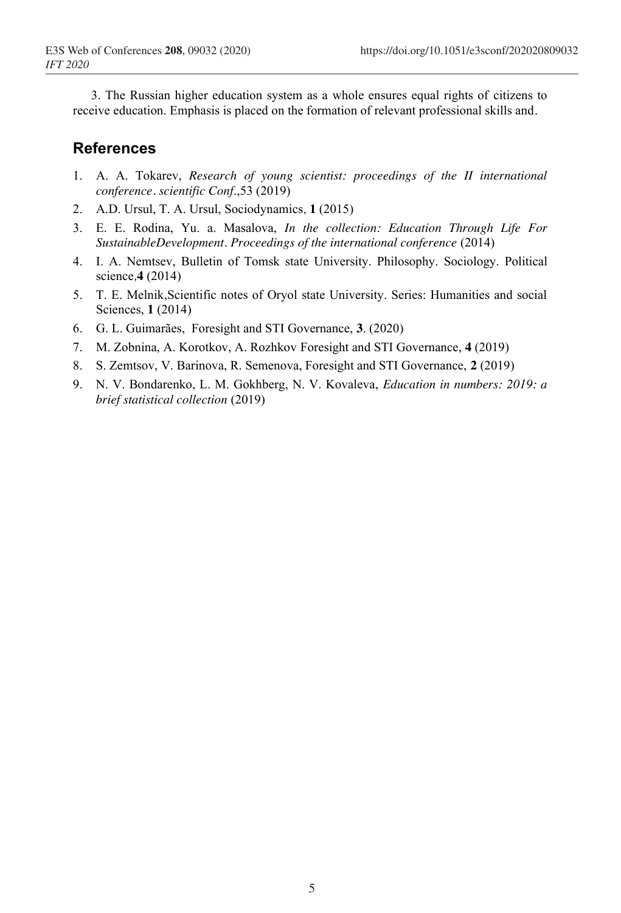3. The Russian higher education system as a whole ensures equal rights of citizens to receive education. Emphasis is placed on the formation of relevant professional skills and.

## References

1. A. A. Tokarev, *Research of young scientist: proceedings of the II international conference. scientific Conf*.,53 (2019)
2. A.D. Ursul, T. A. Ursul, Sociodynamics, **1** (2015)
3. E. E. Rodina, Yu. a. Masalova, *In the collection: Education Through Life For SustainableDevelopment. Proceedings of the international conference* (2014)
4. I. A. Nemtsev, Bulletin of Tomsk state University. Philosophy. Sociology. Political science,**4** (2014)
5. T. E. Melnik,Scientific notes of Oryol state University. Series: Humanities and social Sciences, **1** (2014)
6. G. L. Guimarães, Foresight and STI Governance, **3**. (2020)
7. M. Zobnina, A. Korotkov, A. Rozhkov Foresight and STI Governance, **4** (2019)
8. S. Zemtsov, V. Barinova, R. Semenova, Foresight and STI Governance, **2** (2019)
9. N. V. Bondarenko, L. M. Gokhberg, N. V. Kovaleva, *Education in numbers: 2019: a brief statistical collection* (2019)